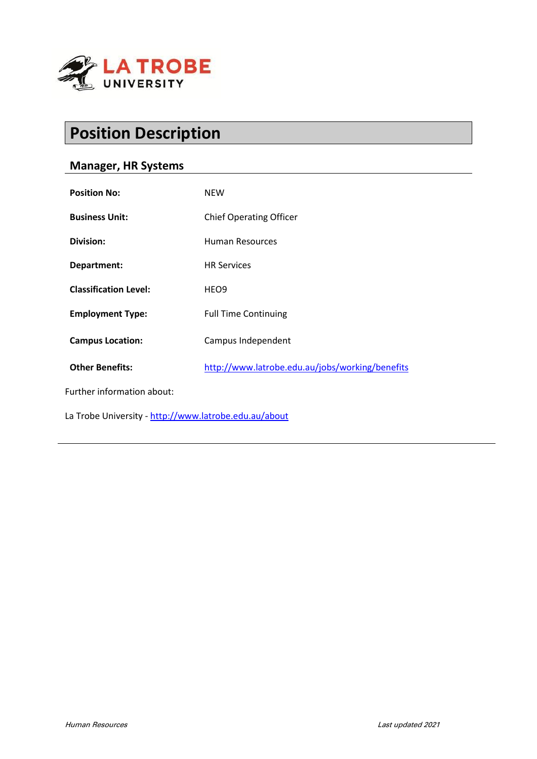# Position Description

## Manager, HR Systems

| | |
|---|---|
| **Position No:** | NEW |
| **Business Unit:** | Chief Operating Officer |
| **Division:** | Human Resources |
| **Department:** | HR Services |
| **Classification Level:** | HEO9 |
| **Employment Type:** | Full Time Continuing |
| **Campus Location:** | Campus Independent |
| **Other Benefits:** | [http://www.latrobe.edu.au/jobs/working/benefits](http://www.latrobe.edu.au/jobs/working/benefits) |

Further information about:

La Trobe University - [http://www.latrobe.edu.au/about](http://www.latrobe.edu.au/about)

---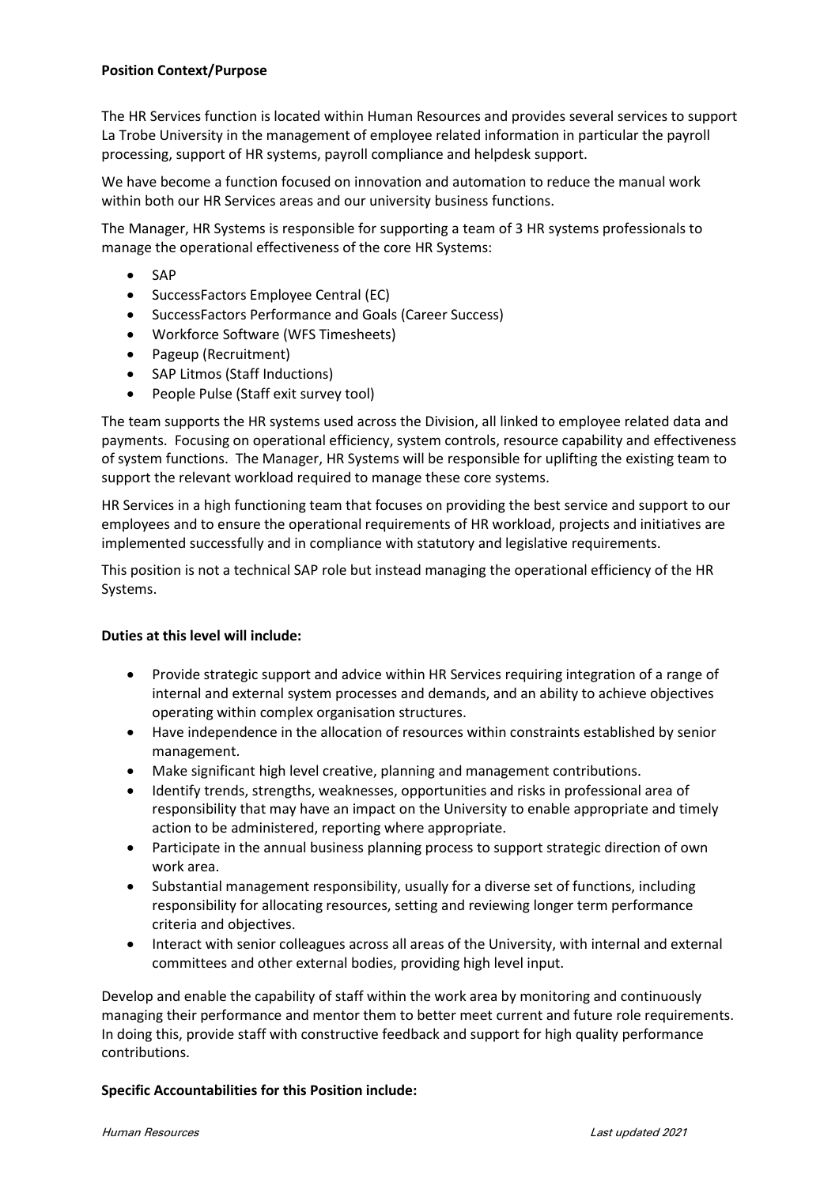**Position Context/Purpose**

The HR Services function is located within Human Resources and provides several services to support La Trobe University in the management of employee related information in particular the payroll processing, support of HR systems, payroll compliance and helpdesk support.

We have become a function focused on innovation and automation to reduce the manual work within both our HR Services areas and our university business functions.

The Manager, HR Systems is responsible for supporting a team of 3 HR systems professionals to manage the operational effectiveness of the core HR Systems:

- SAP
- SuccessFactors Employee Central (EC)
- SuccessFactors Performance and Goals (Career Success)
- Workforce Software (WFS Timesheets)
- Pageup (Recruitment)
- SAP Litmos (Staff Inductions)
- People Pulse (Staff exit survey tool)

The team supports the HR systems used across the Division, all linked to employee related data and payments. Focusing on operational efficiency, system controls, resource capability and effectiveness of system functions. The Manager, HR Systems will be responsible for uplifting the existing team to support the relevant workload required to manage these core systems.

HR Services in a high functioning team that focuses on providing the best service and support to our employees and to ensure the operational requirements of HR workload, projects and initiatives are implemented successfully and in compliance with statutory and legislative requirements.

This position is not a technical SAP role but instead managing the operational efficiency of the HR Systems.

**Duties at this level will include:**

- Provide strategic support and advice within HR Services requiring integration of a range of internal and external system processes and demands, and an ability to achieve objectives operating within complex organisation structures.
- Have independence in the allocation of resources within constraints established by senior management.
- Make significant high level creative, planning and management contributions.
- Identify trends, strengths, weaknesses, opportunities and risks in professional area of responsibility that may have an impact on the University to enable appropriate and timely action to be administered, reporting where appropriate.
- Participate in the annual business planning process to support strategic direction of own work area.
- Substantial management responsibility, usually for a diverse set of functions, including responsibility for allocating resources, setting and reviewing longer term performance criteria and objectives.
- Interact with senior colleagues across all areas of the University, with internal and external committees and other external bodies, providing high level input.

Develop and enable the capability of staff within the work area by monitoring and continuously managing their performance and mentor them to better meet current and future role requirements. In doing this, provide staff with constructive feedback and support for high quality performance contributions.

**Specific Accountabilities for this Position include:**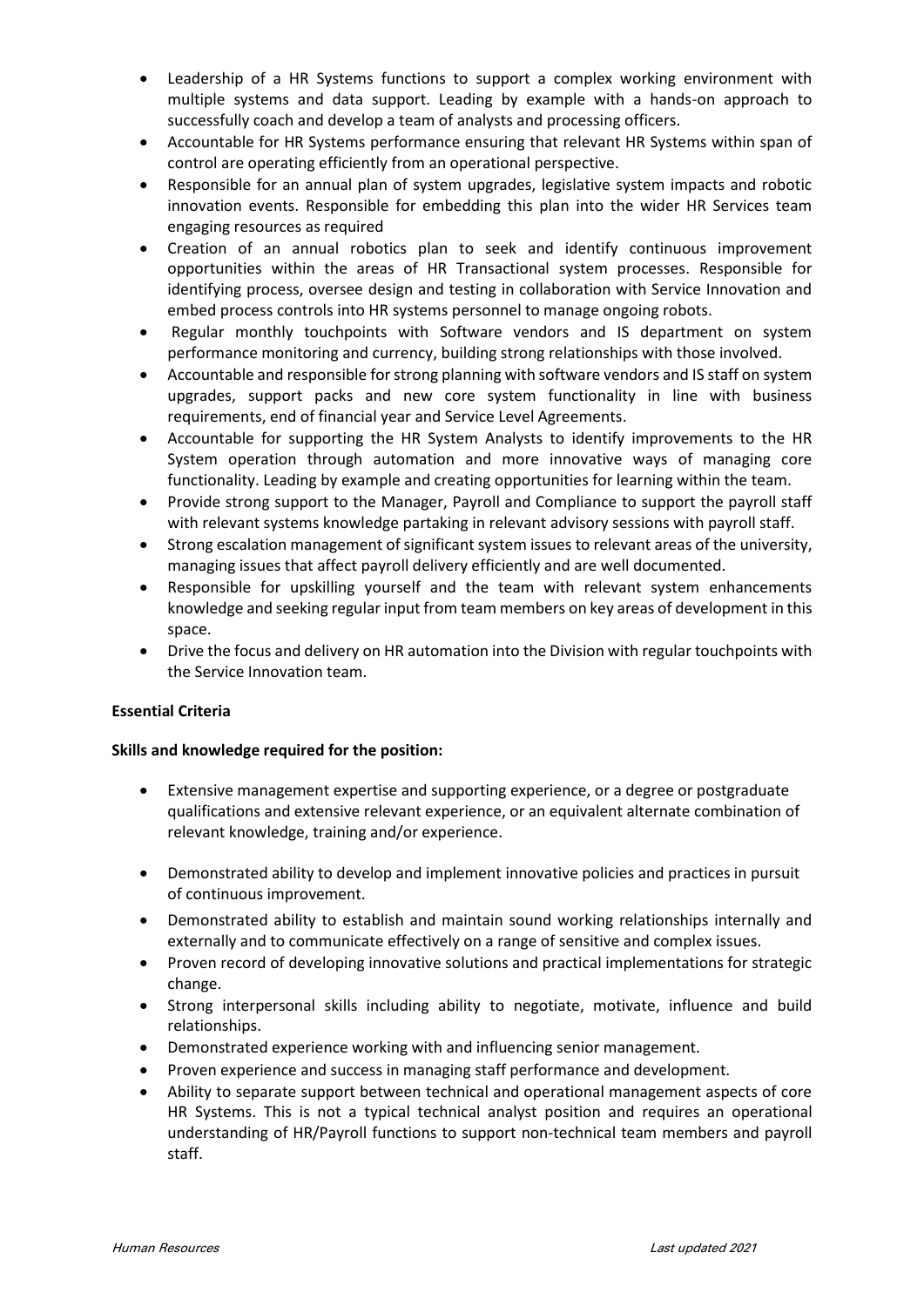- Leadership of a HR Systems functions to support a complex working environment with multiple systems and data support. Leading by example with a hands-on approach to successfully coach and develop a team of analysts and processing officers.
- Accountable for HR Systems performance ensuring that relevant HR Systems within span of control are operating efficiently from an operational perspective.
- Responsible for an annual plan of system upgrades, legislative system impacts and robotic innovation events. Responsible for embedding this plan into the wider HR Services team engaging resources as required
- Creation of an annual robotics plan to seek and identify continuous improvement opportunities within the areas of HR Transactional system processes. Responsible for identifying process, oversee design and testing in collaboration with Service Innovation and embed process controls into HR systems personnel to manage ongoing robots.
- Regular monthly touchpoints with Software vendors and IS department on system performance monitoring and currency, building strong relationships with those involved.
- Accountable and responsible for strong planning with software vendors and IS staff on system upgrades, support packs and new core system functionality in line with business requirements, end of financial year and Service Level Agreements.
- Accountable for supporting the HR System Analysts to identify improvements to the HR System operation through automation and more innovative ways of managing core functionality. Leading by example and creating opportunities for learning within the team.
- Provide strong support to the Manager, Payroll and Compliance to support the payroll staff with relevant systems knowledge partaking in relevant advisory sessions with payroll staff.
- Strong escalation management of significant system issues to relevant areas of the university, managing issues that affect payroll delivery efficiently and are well documented.
- Responsible for upskilling yourself and the team with relevant system enhancements knowledge and seeking regular input from team members on key areas of development in this space.
- Drive the focus and delivery on HR automation into the Division with regular touchpoints with the Service Innovation team.

**Essential Criteria**

**Skills and knowledge required for the position:**

- Extensive management expertise and supporting experience, or a degree or postgraduate qualifications and extensive relevant experience, or an equivalent alternate combination of relevant knowledge, training and/or experience.
- Demonstrated ability to develop and implement innovative policies and practices in pursuit of continuous improvement.
- Demonstrated ability to establish and maintain sound working relationships internally and externally and to communicate effectively on a range of sensitive and complex issues.
- Proven record of developing innovative solutions and practical implementations for strategic change.
- Strong interpersonal skills including ability to negotiate, motivate, influence and build relationships.
- Demonstrated experience working with and influencing senior management.
- Proven experience and success in managing staff performance and development.
- Ability to separate support between technical and operational management aspects of core HR Systems. This is not a typical technical analyst position and requires an operational understanding of HR/Payroll functions to support non-technical team members and payroll staff.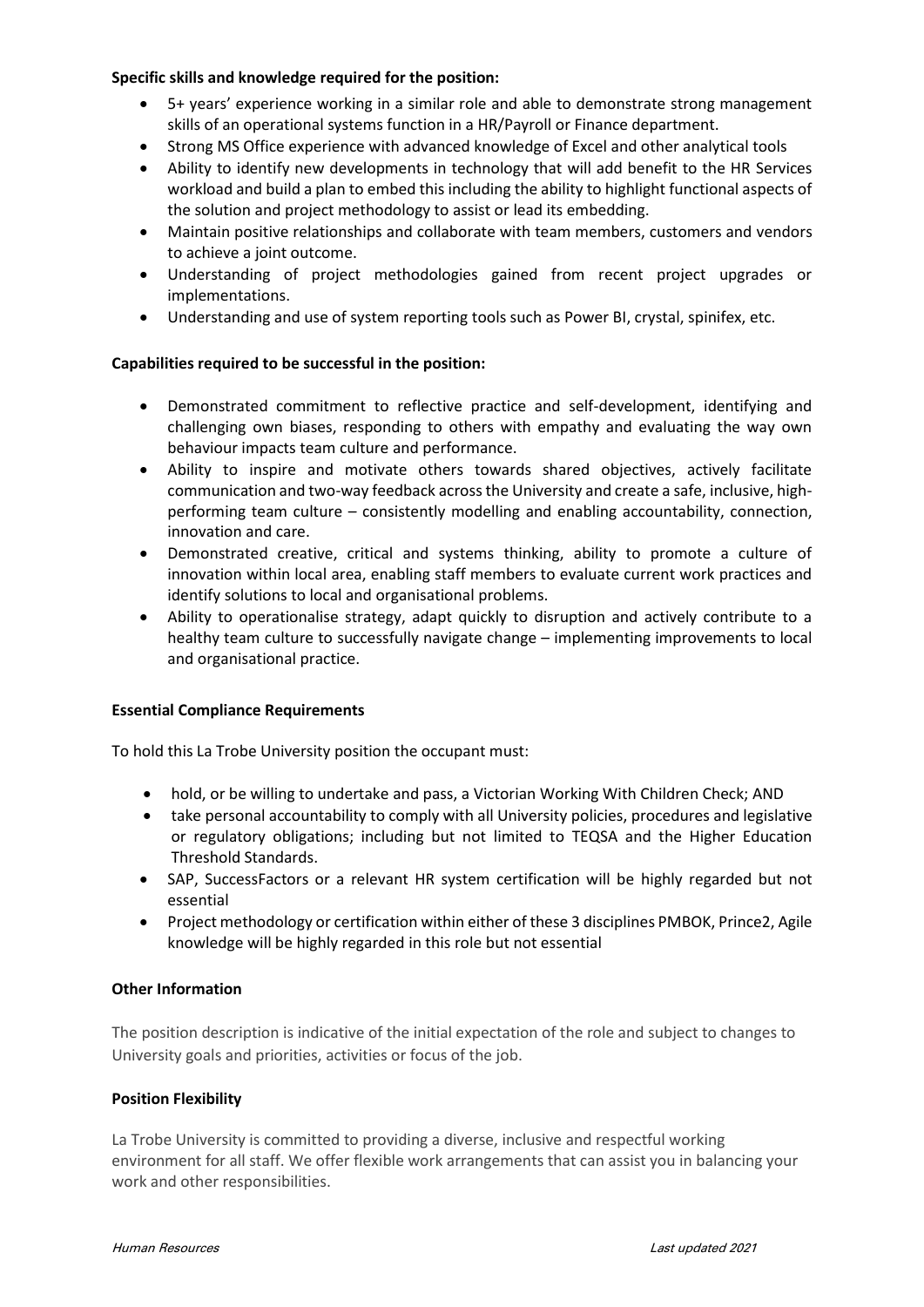**Specific skills and knowledge required for the position:**

- 5+ years' experience working in a similar role and able to demonstrate strong management skills of an operational systems function in a HR/Payroll or Finance department.
- Strong MS Office experience with advanced knowledge of Excel and other analytical tools
- Ability to identify new developments in technology that will add benefit to the HR Services workload and build a plan to embed this including the ability to highlight functional aspects of the solution and project methodology to assist or lead its embedding.
- Maintain positive relationships and collaborate with team members, customers and vendors to achieve a joint outcome.
- Understanding of project methodologies gained from recent project upgrades or implementations.
- Understanding and use of system reporting tools such as Power BI, crystal, spinifex, etc.

**Capabilities required to be successful in the position:**

- Demonstrated commitment to reflective practice and self-development, identifying and challenging own biases, responding to others with empathy and evaluating the way own behaviour impacts team culture and performance.
- Ability to inspire and motivate others towards shared objectives, actively facilitate communication and two-way feedback across the University and create a safe, inclusive, high-performing team culture – consistently modelling and enabling accountability, connection, innovation and care.
- Demonstrated creative, critical and systems thinking, ability to promote a culture of innovation within local area, enabling staff members to evaluate current work practices and identify solutions to local and organisational problems.
- Ability to operationalise strategy, adapt quickly to disruption and actively contribute to a healthy team culture to successfully navigate change – implementing improvements to local and organisational practice.

**Essential Compliance Requirements**

To hold this La Trobe University position the occupant must:

- hold, or be willing to undertake and pass, a Victorian Working With Children Check; AND
- take personal accountability to comply with all University policies, procedures and legislative or regulatory obligations; including but not limited to TEQSA and the Higher Education Threshold Standards.
- SAP, SuccessFactors or a relevant HR system certification will be highly regarded but not essential
- Project methodology or certification within either of these 3 disciplines PMBOK, Prince2, Agile knowledge will be highly regarded in this role but not essential

**Other Information**

The position description is indicative of the initial expectation of the role and subject to changes to University goals and priorities, activities or focus of the job.

**Position Flexibility**

La Trobe University is committed to providing a diverse, inclusive and respectful working environment for all staff. We offer flexible work arrangements that can assist you in balancing your work and other responsibilities.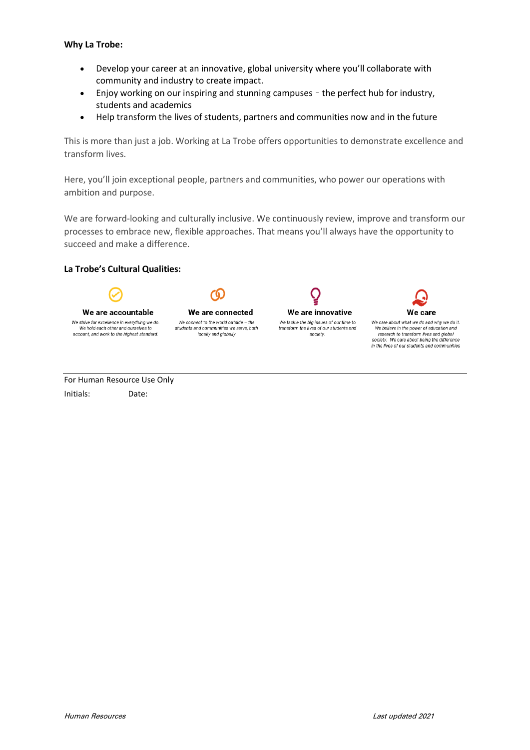**Why La Trobe:**

- Develop your career at an innovative, global university where you'll collaborate with community and industry to create impact.
- Enjoy working on our inspiring and stunning campuses – the perfect hub for industry, students and academics
- Help transform the lives of students, partners and communities now and in the future

This is more than just a job. Working at La Trobe offers opportunities to demonstrate excellence and transform lives.

Here, you'll join exceptional people, partners and communities, who power our operations with ambition and purpose.

We are forward-looking and culturally inclusive. We continuously review, improve and transform our processes to embrace new, flexible approaches. That means you'll always have the opportunity to succeed and make a difference.

**La Trobe's Cultural Qualities:**

**We are accountable**

*We strive for excellence in everything we do. We hold each other and ourselves to account, and work to the highest standard.*

**We are connected**

*We connect to the world outside – the students and communities we serve, both locally and globally*

**We are innovative**

*We tackle the big issues of our time to transform the lives of our students and society.*

**We care**

*We care about what we do and why we do it. We believe in the power of education and research to transform lives and global society. We care about being the difference in the lives of our students and communities*

---

For Human Resource Use Only

Initials: Date:

*Human Resources* *Last updated 2021*